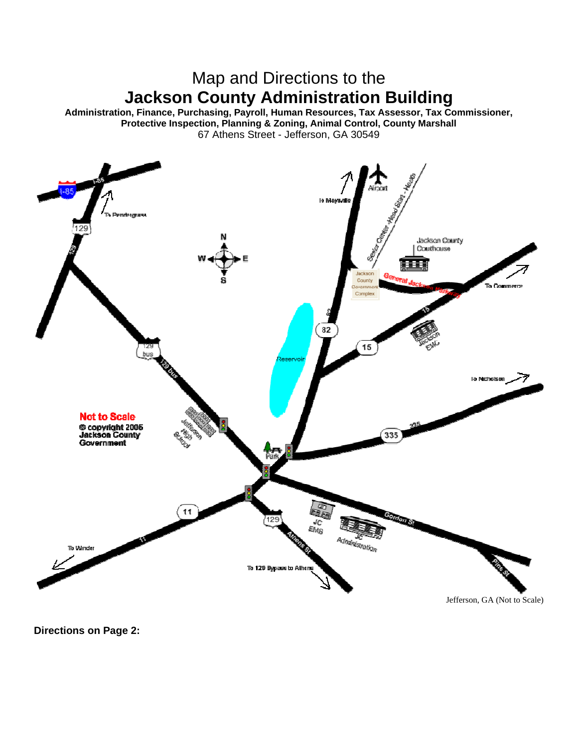# Map and Directions to the
# Jackson County Administration Building

**Administration, Finance, Purchasing, Payroll, Human Resources, Tax Assessor, Tax Commissioner, Protective Inspection, Planning & Zoning, Animal Control, County Marshall**

67 Athens Street - Jefferson, GA 30549

I-85
To Pendergrass
129
N
W
E
S
To Maysville
Airport
Senior Center Head Start - Health
Jackson County Courthouse
Jackson County Government Complex
General Jackson Parkway
To Commerce
82
15
Jackson EMC
Reservoir
129 bus
To Nicholson
Not to Scale
© copyright 2005 Jackson County Government
Jefferson High School
335
Park
11
129
JC EMS
JC Administration
Gordon St
Athens St
Pine St
To Winder
To 129 Bypass to Athens

Jefferson, GA (Not to Scale)

**Directions on Page 2:**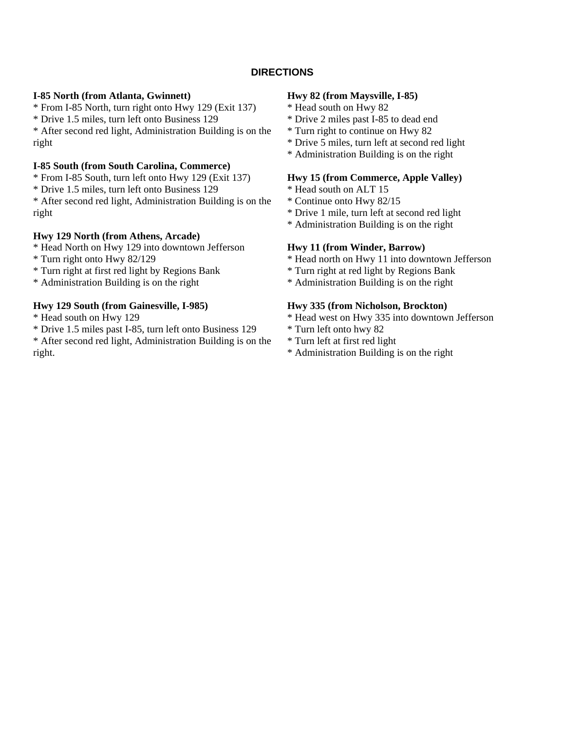## DIRECTIONS

**I-85 North (from Atlanta, Gwinnett)**
* From I-85 North, turn right onto Hwy 129 (Exit 137)
* Drive 1.5 miles, turn left onto Business 129
* After second red light, Administration Building is on the right

**I-85 South (from South Carolina, Commerce)**
* From I-85 South, turn left onto Hwy 129 (Exit 137)
* Drive 1.5 miles, turn left onto Business 129
* After second red light, Administration Building is on the right

**Hwy 129 North (from Athens, Arcade)**
* Head North on Hwy 129 into downtown Jefferson
* Turn right onto Hwy 82/129
* Turn right at first red light by Regions Bank
* Administration Building is on the right

**Hwy 129 South (from Gainesville, I-985)**
* Head south on Hwy 129
* Drive 1.5 miles past I-85, turn left onto Business 129
* After second red light, Administration Building is on the right.

**Hwy 82 (from Maysville, I-85)**
* Head south on Hwy 82
* Drive 2 miles past I-85 to dead end
* Turn right to continue on Hwy 82
* Drive 5 miles, turn left at second red light
* Administration Building is on the right

**Hwy 15 (from Commerce, Apple Valley)**
* Head south on ALT 15
* Continue onto Hwy 82/15
* Drive 1 mile, turn left at second red light
* Administration Building is on the right

**Hwy 11 (from Winder, Barrow)**
* Head north on Hwy 11 into downtown Jefferson
* Turn right at red light by Regions Bank
* Administration Building is on the right

**Hwy 335 (from Nicholson, Brockton)**
* Head west on Hwy 335 into downtown Jefferson
* Turn left onto hwy 82
* Turn left at first red light
* Administration Building is on the right